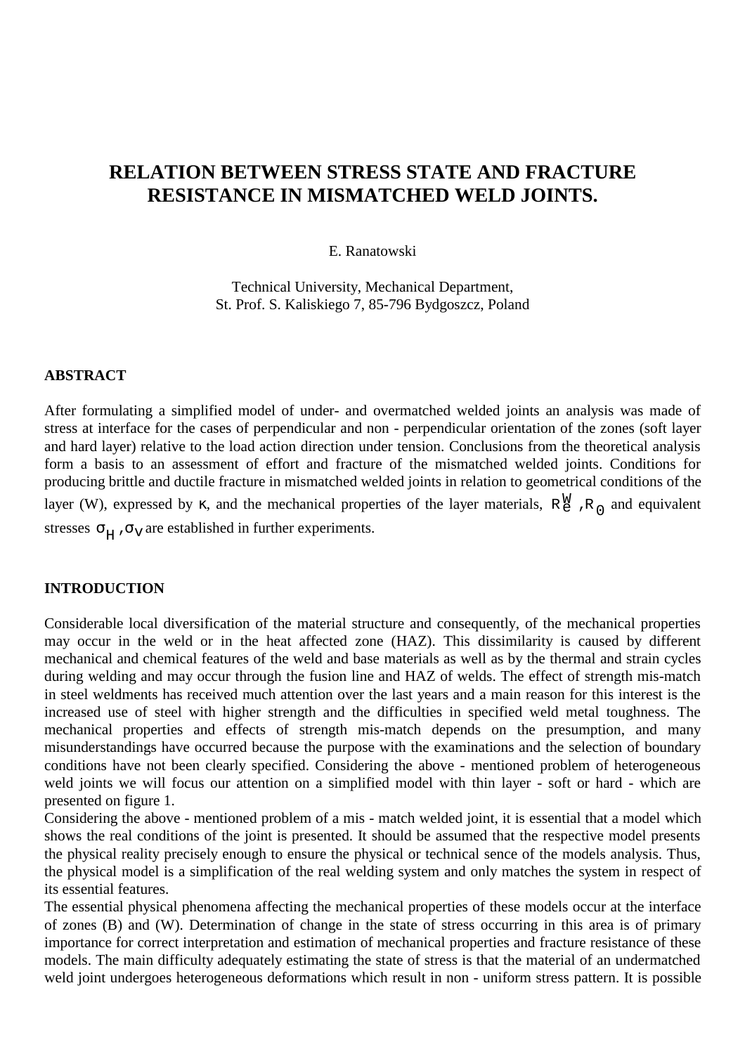# RELATION BETWEEN STRESS STATE AND FRACTURE RESISTANCE IN MISMATCHED WELD JOINTS.

E. Ranatowski

Technical University, Mechanical Department,
St. Prof. S. Kaliskiego 7, 85-796 Bydgoszcz, Poland

## ABSTRACT

After formulating a simplified model of under- and overmatched welded joints an analysis was made of stress at interface for the cases of perpendicular and non - perpendicular orientation of the zones (soft layer and hard layer) relative to the load action direction under tension. Conclusions from the theoretical analysis form a basis to an assessment of effort and fracture of the mismatched welded joints. Conditions for producing brittle and ductile fracture in mismatched welded joints in relation to geometrical conditions of the layer (W), expressed by $\kappa$, and the mechanical properties of the layer materials, $R_e^W, R_0$ and equivalent stresses $\sigma_H, \sigma_V$ are established in further experiments.

## INTRODUCTION

Considerable local diversification of the material structure and consequently, of the mechanical properties may occur in the weld or in the heat affected zone (HAZ). This dissimilarity is caused by different mechanical and chemical features of the weld and base materials as well as by the thermal and strain cycles during welding and may occur through the fusion line and HAZ of welds. The effect of strength mis-match in steel weldments has received much attention over the last years and a main reason for this interest is the increased use of steel with higher strength and the difficulties in specified weld metal toughness. The mechanical properties and effects of strength mis-match depends on the presumption, and many misunderstandings have occurred because the purpose with the examinations and the selection of boundary conditions have not been clearly specified. Considering the above - mentioned problem of heterogeneous weld joints we will focus our attention on a simplified model with thin layer - soft or hard - which are presented on figure 1.

Considering the above - mentioned problem of a mis - match welded joint, it is essential that a model which shows the real conditions of the joint is presented. It should be assumed that the respective model presents the physical reality precisely enough to ensure the physical or technical sence of the models analysis. Thus, the physical model is a simplification of the real welding system and only matches the system in respect of its essential features.

The essential physical phenomena affecting the mechanical properties of these models occur at the interface of zones (B) and (W). Determination of change in the state of stress occurring in this area is of primary importance for correct interpretation and estimation of mechanical properties and fracture resistance of these models. The main difficulty adequately estimating the state of stress is that the material of an undermatched weld joint undergoes heterogeneous deformations which result in non - uniform stress pattern. It is possible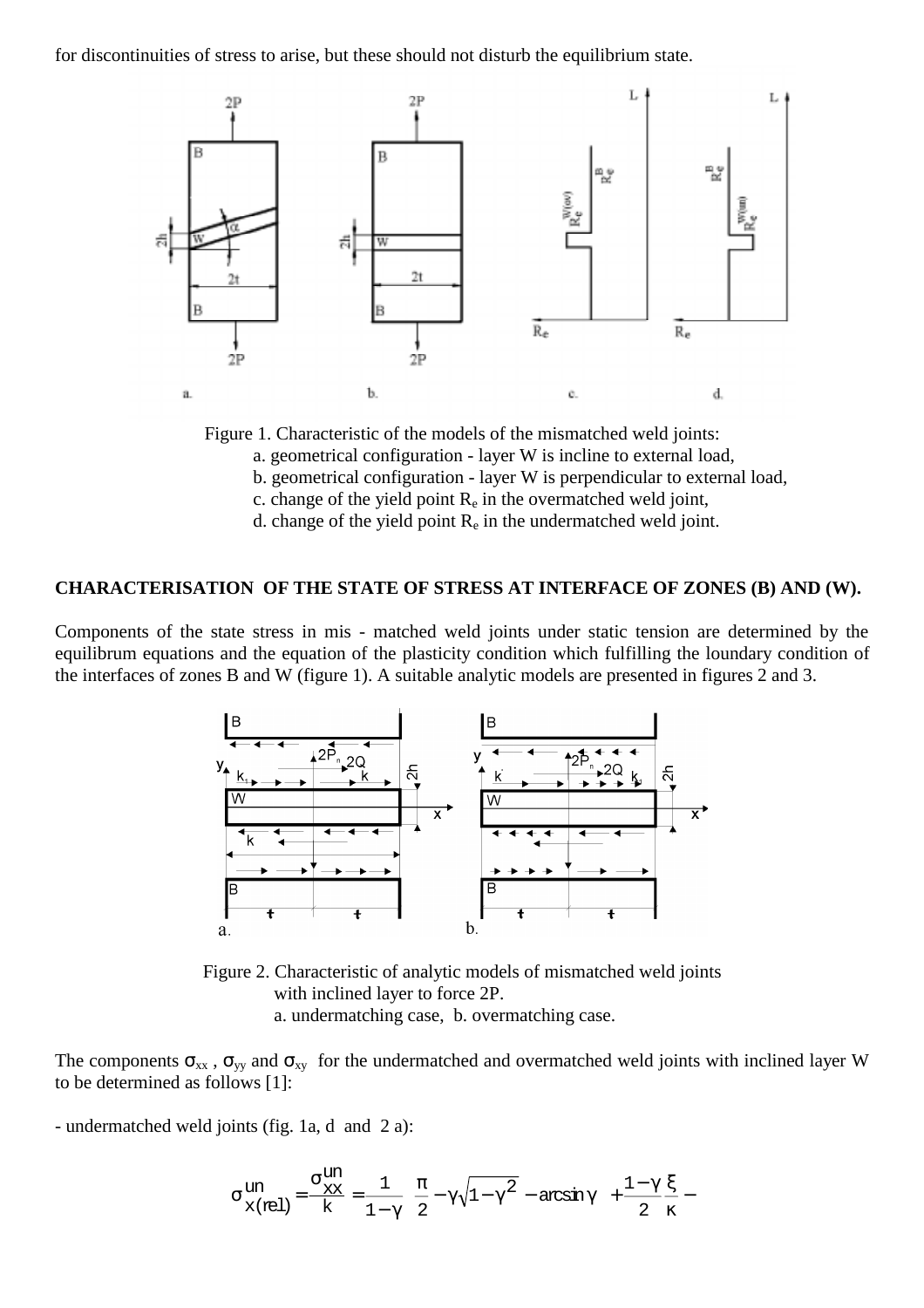for discontinuities of stress to arise, but these should not disturb the equilibrium state.

Figure 1. Characteristic of the models of the mismatched weld joints:
a. geometrical configuration - layer W is incline to external load,
b. geometrical configuration - layer W is perpendicular to external load,
c. change of the yield point $R_e$ in the overmatched weld joint,
d. change of the yield point $R_e$ in the undermatched weld joint.

**CHARACTERISATION OF THE STATE OF STRESS AT INTERFACE OF ZONES (B) AND (W).**

Components of the state stress in mis - matched weld joints under static tension are determined by the equilibrum equations and the equation of the plasticity condition which fulfilling the loundary condition of the interfaces of zones B and W (figure 1). A suitable analytic models are presented in figures 2 and 3.

Figure 2. Characteristic of analytic models of mismatched weld joints with inclined layer to force 2P.
a. undermatching case, b. overmatching case.

The components $\sigma_{xx}$ , $\sigma_{yy}$ and $\sigma_{xy}$ for the undermatched and overmatched weld joints with inclined layer W to be determined as follows [1]:

- undermatched weld joints (fig. 1a, d and 2 a):

$$\sigma^{un}_{x(rel)} = \frac{\sigma^{un}_{xx}}{k} = \frac{1}{1-\gamma}\left(\frac{\pi}{2} - \gamma\sqrt{1-\gamma^2} - \arcsin\gamma\right) + \frac{1-\gamma}{2}\frac{\xi}{\kappa} -$$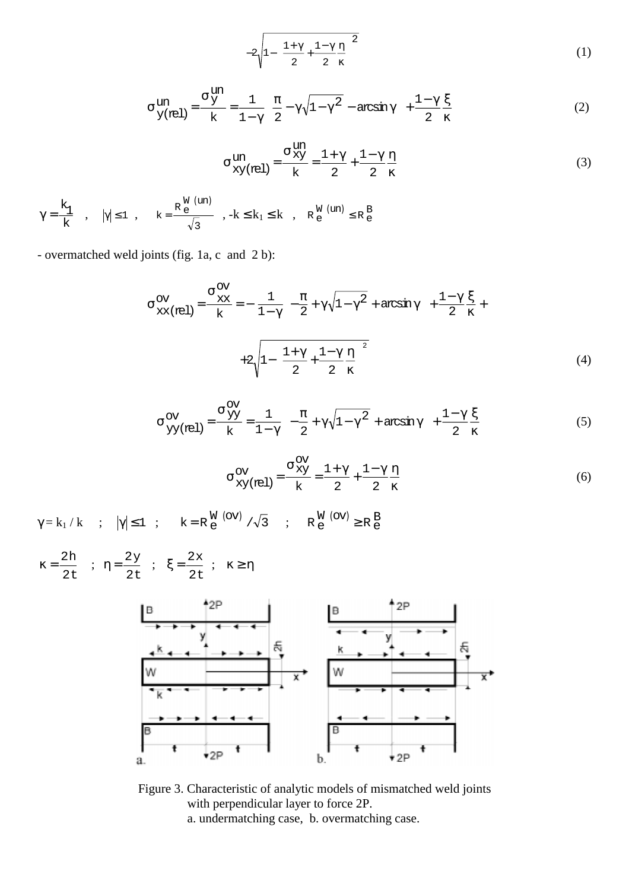$$-2\sqrt{1-\left(\frac{1+\gamma}{2}+\frac{1-\gamma}{2}\frac{\eta}{\kappa}\right)^2} \tag{1}$$

$$\sigma^{un}_{y(rel)}=\frac{\sigma^{un}_{y}}{k}=\frac{1}{1-\gamma}\left(\frac{\pi}{2}-\gamma\sqrt{1-\gamma^2}-\arcsin\gamma\right)+\frac{1-\gamma}{2}\frac{\xi}{\kappa} \tag{2}$$

$$\sigma^{un}_{xy(rel)}=\frac{\sigma^{un}_{xy}}{k}=\frac{1+\gamma}{2}+\frac{1-\gamma}{2}\frac{\eta}{\kappa} \tag{3}$$

$\gamma=\frac{k_1}{k}$ , $|\gamma|\le 1$ , $k=\frac{R_e^{W\,(un)}}{\sqrt{3}}$ , $-k\le k_1\le k$ , $R_e^{W\,(un)}\le R_e^B$

- overmatched weld joints (fig. 1a, c and 2 b):

$$\sigma^{ov}_{xx(rel)}=\frac{\sigma^{ov}_{xx}}{k}=-\frac{1}{1-\gamma}\left(-\frac{\pi}{2}+\gamma\sqrt{1-\gamma^2}+\arcsin\gamma\right)+\frac{1-\gamma}{2}\frac{\xi}{\kappa}+$$

$$+2\sqrt{1-\left(\frac{1+\gamma}{2}+\frac{1-\gamma}{2}\frac{\eta}{\kappa}\right)^2} \tag{4}$$

$$\sigma^{ov}_{yy(rel)}=\frac{\sigma^{ov}_{yy}}{k}=\frac{1}{1-\gamma}\left(-\frac{\pi}{2}+\gamma\sqrt{1-\gamma^2}+\arcsin\gamma\right)+\frac{1-\gamma}{2}\frac{\xi}{\kappa} \tag{5}$$

$$\sigma^{ov}_{xy(rel)}=\frac{\sigma^{ov}_{xy}}{k}=\frac{1+\gamma}{2}+\frac{1-\gamma}{2}\frac{\eta}{\kappa} \tag{6}$$

$\gamma=k_1/k$ ; $|\gamma|\le 1$ ; $k=R_e^{W\,(ov)}/\sqrt{3}$ ; $R_e^{W\,(ov)}\ge R_e^B$

$\kappa=\frac{2h}{2t}$ ; $\eta=\frac{2y}{2t}$ ; $\xi=\frac{2x}{2t}$ ; $\kappa\ge\eta$

B
2P
y
k
2h
W
x
k
B
2P
a.

B
2P
y
k
2h
W
x
B
2P
b.

Figure 3. Characteristic of analytic models of mismatched weld joints with perpendicular layer to force 2P.
a. undermatching case, b. overmatching case.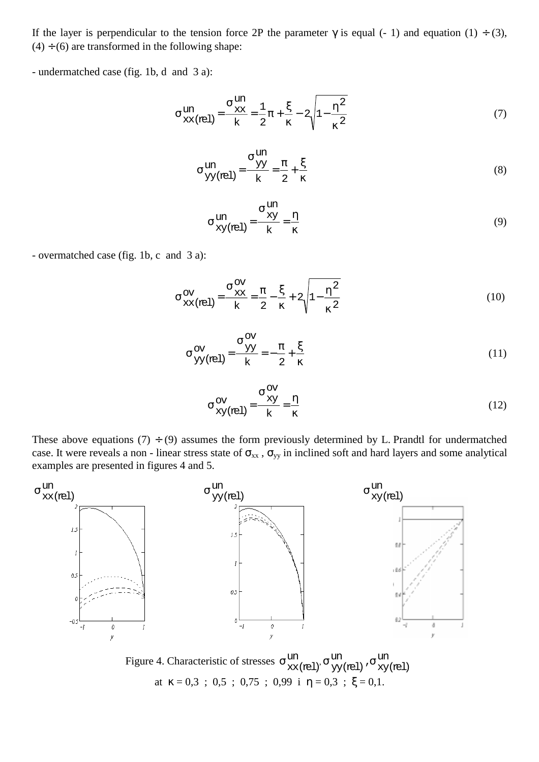If the layer is perpendicular to the tension force 2P the parameter $\gamma$ is equal (- 1) and equation (1) $\div$(3), (4) $\div$(6) are transformed in the following shape:

- undermatched case (fig. 1b, d and 3 a):

$$\sigma^{un}_{xx(rel)} = \frac{\sigma^{un}_{xx}}{k} = \frac{1}{2}\pi + \frac{\xi}{\kappa} - 2\sqrt{1 - \frac{\eta^2}{\kappa^2}} \tag{7}$$

$$\sigma^{un}_{yy(rel)} = \frac{\sigma^{un}_{yy}}{k} = \frac{\pi}{2} + \frac{\xi}{\kappa} \tag{8}$$

$$\sigma^{un}_{xy(rel)} = \frac{\sigma^{un}_{xy}}{k} = \frac{\eta}{\kappa} \tag{9}$$

- overmatched case (fig. 1b, c and 3 a):

$$\sigma^{ov}_{xx(rel)} = \frac{\sigma^{ov}_{xx}}{k} = \frac{\pi}{2} - \frac{\xi}{\kappa} + 2\sqrt{1 - \frac{\eta^2}{\kappa^2}} \tag{10}$$

$$\sigma^{ov}_{yy(rel)} = \frac{\sigma^{ov}_{yy}}{k} = -\frac{\pi}{2} + \frac{\xi}{\kappa} \tag{11}$$

$$\sigma^{ov}_{xy(rel)} = \frac{\sigma^{ov}_{xy}}{k} = \frac{\eta}{\kappa} \tag{12}$$

These above equations (7) $\div$(9) assumes the form previously determined by L. Prandtl for undermatched case. It were reveals a non - linear stress state of $\sigma_{xx}$ , $\sigma_{yy}$ in inclined soft and hard layers and some analytical examples are presented in figures 4 and 5.

$\sigma^{un}_{xx(rel)}$

2
1.5
1
0.5
0
-0.5
-1 0 1
y

$\sigma^{un}_{yy(rel)}$

2
1.5
1
0.5
0
-1 0 1
y

$\sigma^{un}_{xy(rel)}$

1
0.8
0.6
0.4
0.2
-1 0 1
y

Figure 4. Characteristic of stresses $\sigma^{un}_{xx(rel)}, \sigma^{un}_{yy(rel)}, \sigma^{un}_{xy(rel)}$
at $\kappa$ = 0,3 ; 0,5 ; 0,75 ; 0,99 i $\eta$ = 0,3 ; $\xi$ = 0,1.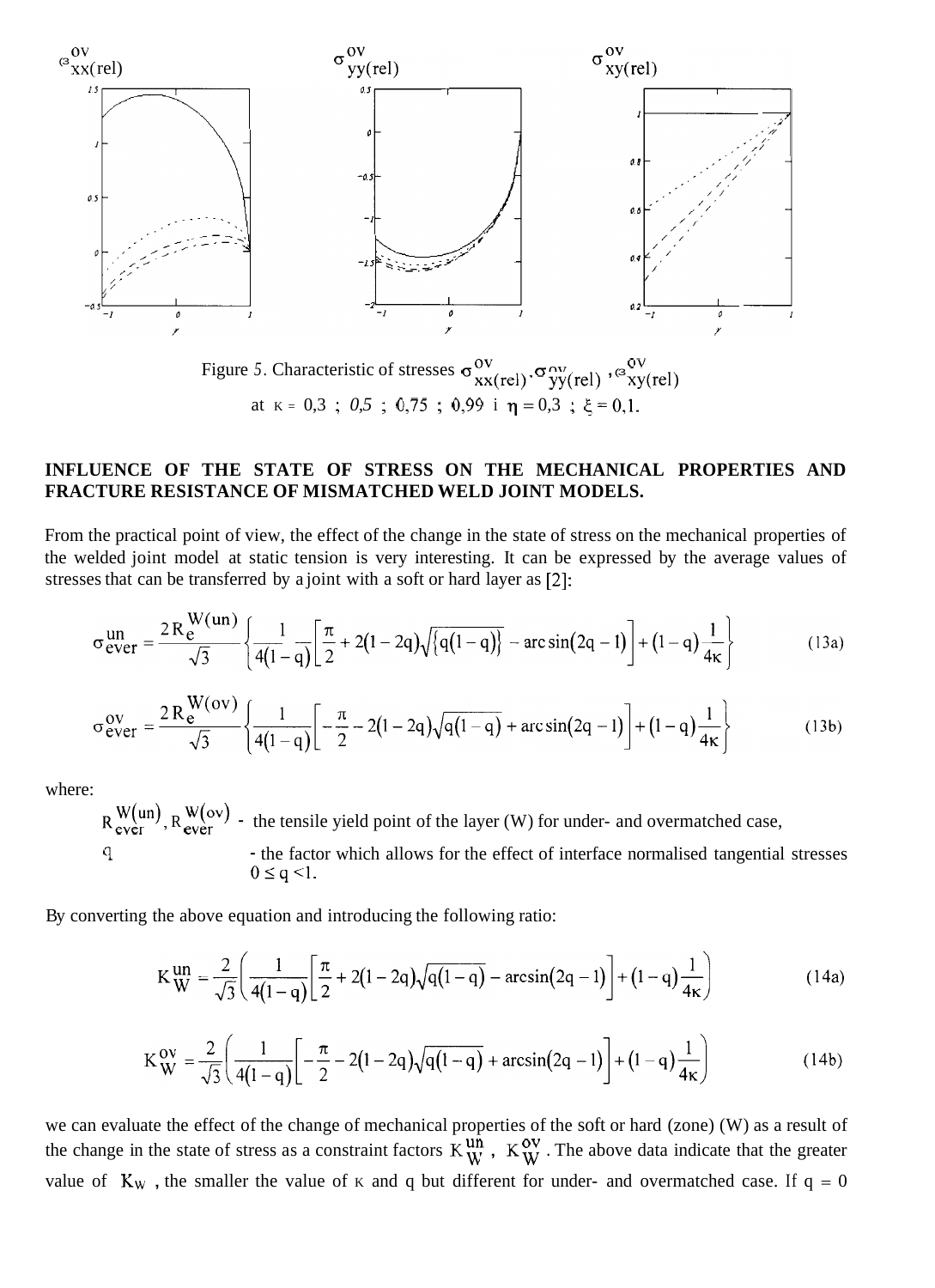$\sigma^{ov}_{xx(rel)}$

1.5
1
0.5
0
−0.5
−1 0 1
y

$\sigma^{ov}_{yy(rel)}$

0.5
0
−0.5
−1
−1.5
−2
−1 0 1
y

$\sigma^{ov}_{xy(rel)}$

1
0.8
0.6
0.4
0.2
−1 0 1
y

Figure 5. Characteristic of stresses $\sigma^{ov}_{xx(rel)}, \sigma^{ov}_{yy(rel)}, \sigma^{ov}_{xy(rel)}$ at $\kappa = 0{,}3$ ; $0{,}5$ ; $0{,}75$ ; $0{,}99$ i $\eta = 0{,}3$ ; $\xi = 0{,}1$.

## INFLUENCE OF THE STATE OF STRESS ON THE MECHANICAL PROPERTIES AND FRACTURE RESISTANCE OF MISMATCHED WELD JOINT MODELS.

From the practical point of view, the effect of the change in the state of stress on the mechanical properties of the welded joint model at static tension is very interesting. It can be expressed by the average values of stresses that can be transferred by a joint with a soft or hard layer as [2]:

$$\sigma^{un}_{ever} = \frac{2R_e^{W(un)}}{\sqrt{3}}\left\{\frac{1}{4(1-q)}\left[\frac{\pi}{2} + 2(1-2q)\sqrt{\{q(1-q)\}} - \arcsin(2q-1)\right] + (1-q)\frac{1}{4\kappa}\right\} \tag{13a}$$

$$\sigma^{ov}_{ever} = \frac{2R_e^{W(ov)}}{\sqrt{3}}\left\{\frac{1}{4(1-q)}\left[-\frac{\pi}{2} - 2(1-2q)\sqrt{q(1-q)} + \arcsin(2q-1)\right] + (1-q)\frac{1}{4\kappa}\right\} \tag{13b}$$

where:

$R^{W(un)}_{ever}, R^{W(ov)}_{ever}$ - the tensile yield point of the layer (W) for under- and overmatched case,

$q$ - the factor which allows for the effect of interface normalised tangential stresses $0 \le q < 1$.

By converting the above equation and introducing the following ratio:

$$K^{un}_{W} = \frac{2}{\sqrt{3}}\left(\frac{1}{4(1-q)}\left[\frac{\pi}{2} + 2(1-2q)\sqrt{q(1-q)} - \arcsin(2q-1)\right] + (1-q)\frac{1}{4\kappa}\right) \tag{14a}$$

$$K^{ov}_{W} = \frac{2}{\sqrt{3}}\left(\frac{1}{4(1-q)}\left[-\frac{\pi}{2} - 2(1-2q)\sqrt{q(1-q)} + \arcsin(2q-1)\right] + (1-q)\frac{1}{4\kappa}\right) \tag{14b}$$

we can evaluate the effect of the change of mechanical properties of the soft or hard (zone) (W) as a result of the change in the state of stress as a constraint factors $K^{un}_{W}$, $K^{ov}_{W}$. The above data indicate that the greater value of $K_W$, the smaller the value of $\kappa$ and q but different for under- and overmatched case. If q = 0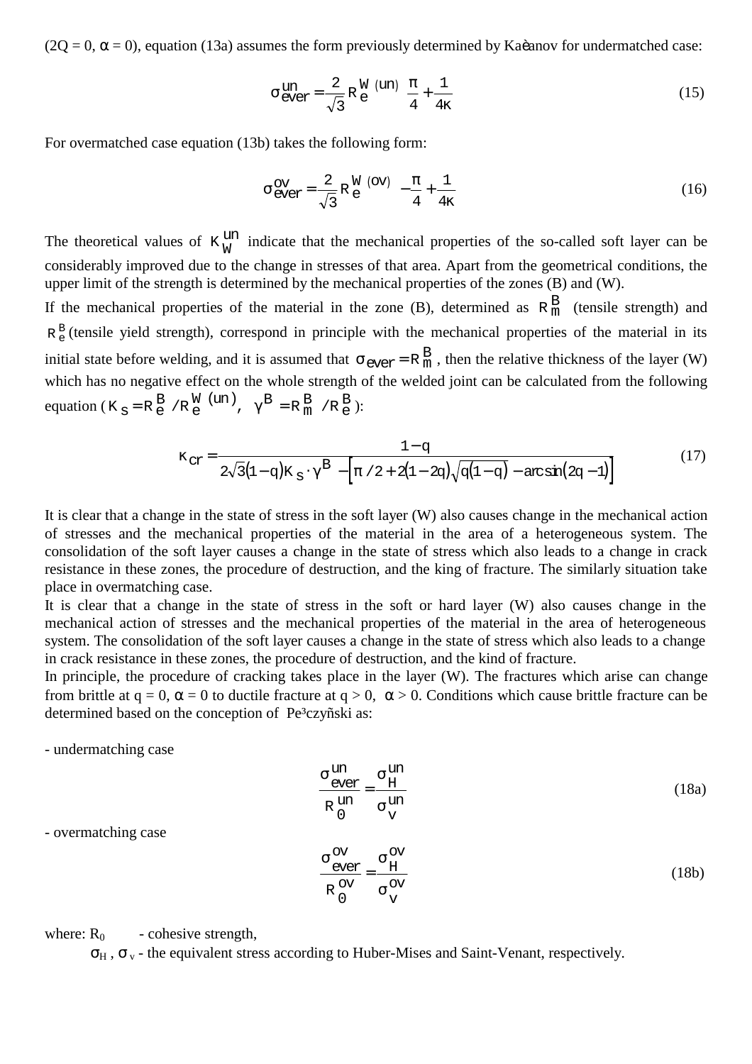(2Q = 0, α = 0), equation (13a) assumes the form previously determined by Kaèanov for undermatched case:

$$\sigma_{ever}^{un} = \frac{2}{\sqrt{3}} R_e^{W\,(un)} \left( \frac{\pi}{4} + \frac{1}{4\kappa} \right) \tag{15}$$

For overmatched case equation (13b) takes the following form:

$$\sigma_{ever}^{ov} = \frac{2}{\sqrt{3}} R_e^{W\,(ov)} \left( -\frac{\pi}{4} + \frac{1}{4\kappa} \right) \tag{16}$$

The theoretical values of $K_W^{un}$ indicate that the mechanical properties of the so-called soft layer can be considerably improved due to the change in stresses of that area. Apart from the geometrical conditions, the upper limit of the strength is determined by the mechanical properties of the zones (B) and (W).

If the mechanical properties of the material in the zone (B), determined as $R_m^B$ (tensile strength) and $R_e^B$ (tensile yield strength), correspond in principle with the mechanical properties of the material in its initial state before welding, and it is assumed that $\sigma_{ever} = R_m^B$, then the relative thickness of the layer (W) which has no negative effect on the whole strength of the welded joint can be calculated from the following equation ($K_S = R_e^B / R_e^{W\,(un)}$, $\gamma^B = R_m^B / R_e^B$):

$$\kappa_{cr} = \frac{1-q}{2\sqrt{3}(1-q)K_S \cdot \gamma^B - \left[\pi/2 + 2(1-2q)\sqrt{q(1-q)} - \arcsin(2q-1)\right]} \tag{17}$$

It is clear that a change in the state of stress in the soft layer (W) also causes change in the mechanical action of stresses and the mechanical properties of the material in the area of a heterogeneous system. The consolidation of the soft layer causes a change in the state of stress which also leads to a change in crack resistance in these zones, the procedure of destruction, and the king of fracture. The similarly situation take place in overmatching case.

It is clear that a change in the state of stress in the soft or hard layer (W) also causes change in the mechanical action of stresses and the mechanical properties of the material in the area of heterogeneous system. The consolidation of the soft layer causes a change in the state of stress which also leads to a change in crack resistance in these zones, the procedure of destruction, and the kind of fracture.

In principle, the procedure of cracking takes place in the layer (W). The fractures which arise can change from brittle at q = 0, α = 0 to ductile fracture at q > 0, α > 0. Conditions which cause brittle fracture can be determined based on the conception of Pe³czyñski as:

- undermatching case

$$\frac{\sigma_{ever}^{un}}{R_0^{un}} = \frac{\sigma_H^{un}}{\sigma_v^{un}} \tag{18a}$$

- overmatching case

$$\frac{\sigma_{ever}^{ov}}{R_0^{ov}} = \frac{\sigma_H^{ov}}{\sigma_v^{ov}} \tag{18b}$$

where: $R_0$ - cohesive strength,

$\sigma_H$, $\sigma_v$ - the equivalent stress according to Huber-Mises and Saint-Venant, respectively.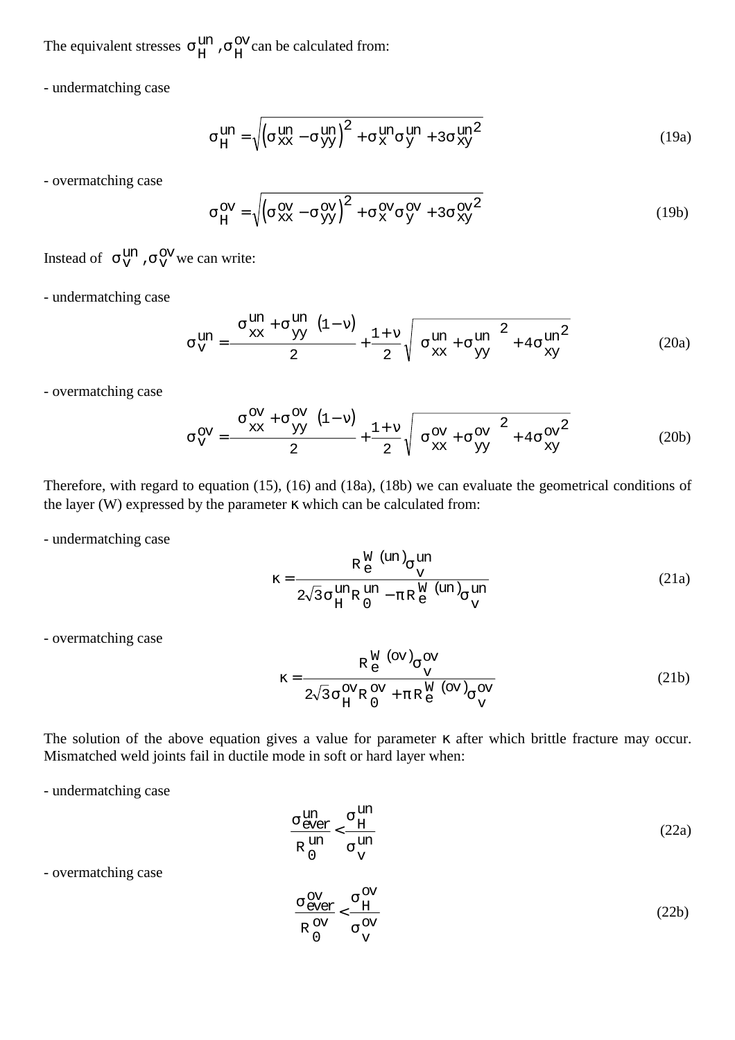The equivalent stresses $\sigma_H^{un}, \sigma_H^{ov}$ can be calculated from:

- undermatching case

$$\sigma_H^{un} = \sqrt{\left(\sigma_{xx}^{un} - \sigma_{yy}^{un}\right)^2 + \sigma_x^{un}\sigma_y^{un} + 3\sigma_{xy}^{un\,2}} \tag{19a}$$

- overmatching case

$$\sigma_H^{ov} = \sqrt{\left(\sigma_{xx}^{ov} - \sigma_{yy}^{ov}\right)^2 + \sigma_x^{ov}\sigma_y^{ov} + 3\sigma_{xy}^{ov\,2}} \tag{19b}$$

Instead of $\sigma_V^{un}, \sigma_V^{ov}$ we can write:

- undermatching case

$$\sigma_V^{un} = \frac{\sigma_{xx}^{un} + \sigma_{yy}^{un}\ (1-\nu)}{2} + \frac{1+\nu}{2}\sqrt{\ \sigma_{xx}^{un} + \sigma_{yy}^{un}\ ^2 + 4\sigma_{xy}^{un\,2}} \tag{20a}$$

- overmatching case

$$\sigma_V^{ov} = \frac{\sigma_{xx}^{ov} + \sigma_{yy}^{ov}\ (1-\nu)}{2} + \frac{1+\nu}{2}\sqrt{\ \sigma_{xx}^{ov} + \sigma_{yy}^{ov}\ ^2 + 4\sigma_{xy}^{ov\,2}} \tag{20b}$$

Therefore, with regard to equation (15), (16) and (18a), (18b) we can evaluate the geometrical conditions of the layer (W) expressed by the parameter $\kappa$ which can be calculated from:

- undermatching case

$$\kappa = \frac{R_e^{W\ (un)}\sigma_V^{un}}{2\sqrt{3}\sigma_H^{un}R_0^{un} - \pi R_e^{W\ (un)}\sigma_V^{un}} \tag{21a}$$

- overmatching case

$$\kappa = \frac{R_e^{W\ (ov)}\sigma_V^{ov}}{2\sqrt{3}\sigma_H^{ov}R_0^{ov} + \pi R_e^{W\ (ov)}\sigma_V^{ov}} \tag{21b}$$

The solution of the above equation gives a value for parameter $\kappa$ after which brittle fracture may occur. Mismatched weld joints fail in ductile mode in soft or hard layer when:

- undermatching case

$$\frac{\sigma_{ever}^{un}}{R_0^{un}} < \frac{\sigma_H^{un}}{\sigma_V^{un}} \tag{22a}$$

- overmatching case

$$\frac{\sigma_{ever}^{ov}}{R_0^{ov}} < \frac{\sigma_H^{ov}}{\sigma_V^{ov}} \tag{22b}$$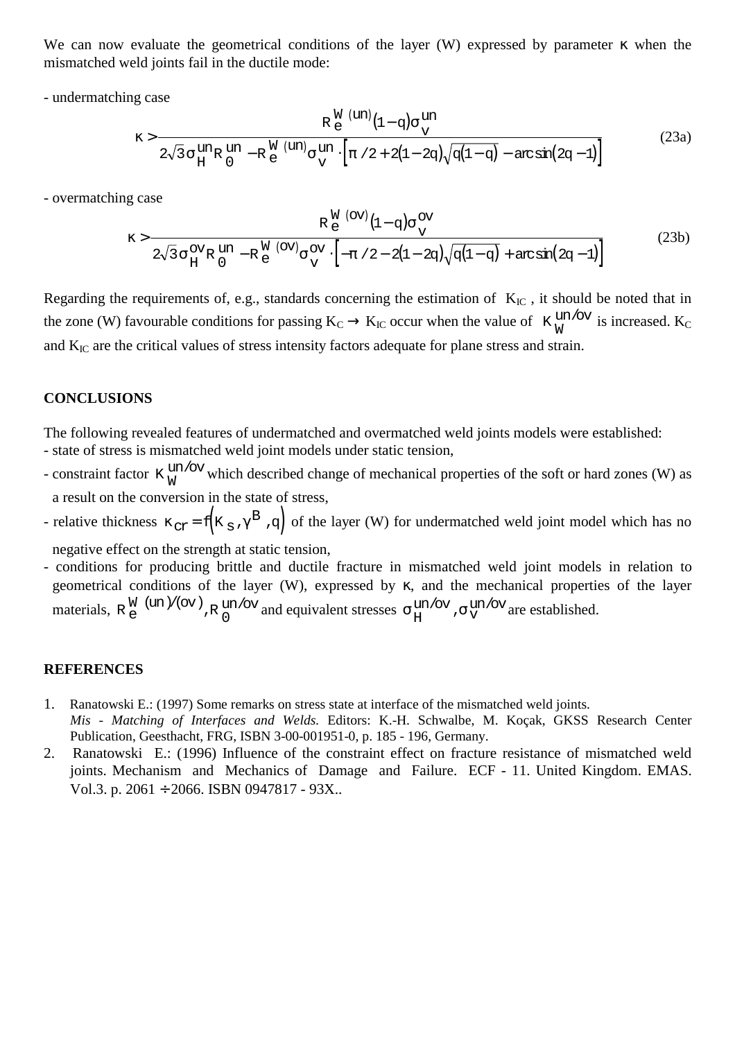We can now evaluate the geometrical conditions of the layer (W) expressed by parameter $\kappa$ when the mismatched weld joints fail in the ductile mode:

- undermatching case

$$\kappa > \frac{R_e^{W\,(un)}(1-q)\sigma_v^{un}}{2\sqrt{3}\sigma_H^{un}R_0^{un} - R_e^{W\,(un)}\sigma_v^{un}\cdot\left[\pi/2 + 2(1-2q)\sqrt{q(1-q)} - \arcsin(2q-1)\right]} \tag{23a}$$

- overmatching case

$$\kappa > \frac{R_e^{W\,(ov)}(1-q)\sigma_v^{ov}}{2\sqrt{3}\sigma_H^{ov}R_0^{un} - R_e^{W\,(ov)}\sigma_v^{ov}\cdot\left[-\pi/2 - 2(1-2q)\sqrt{q(1-q)} + \arcsin(2q-1)\right]} \tag{23b}$$

Regarding the requirements of, e.g., standards concerning the estimation of $K_{IC}$ , it should be noted that in the zone (W) favourable conditions for passing $K_C \rightarrow K_{IC}$ occur when the value of $K_W^{un/ov}$ is increased. $K_C$ and $K_{IC}$ are the critical values of stress intensity factors adequate for plane stress and strain.

## CONCLUSIONS

The following revealed features of undermatched and overmatched weld joints models were established:

- state of stress is mismatched weld joint models under static tension,
- constraint factor $K_W^{un/ov}$ which described change of mechanical properties of the soft or hard zones (W) as a result on the conversion in the state of stress,
- relative thickness $\kappa_{cr} = f\left(K_S, \gamma^B, q\right)$ of the layer (W) for undermatched weld joint model which has no negative effect on the strength at static tension,
- conditions for producing brittle and ductile fracture in mismatched weld joint models in relation to geometrical conditions of the layer (W), expressed by $\kappa$, and the mechanical properties of the layer materials, $R_e^{W\,(un)/(ov)}, R_0^{un/ov}$ and equivalent stresses $\sigma_H^{un/ov}, \sigma_v^{un/ov}$ are established.

## REFERENCES

1. Ranatowski E.: (1997) Some remarks on stress state at interface of the mismatched weld joints. *Mis - Matching of Interfaces and Welds.* Editors: K.-H. Schwalbe, M. Koçak, GKSS Research Center Publication, Geesthacht, FRG, ISBN 3-00-001951-0, p. 185 - 196, Germany.
2. Ranatowski E.: (1996) Influence of the constraint effect on fracture resistance of mismatched weld joints. Mechanism and Mechanics of Damage and Failure. ECF - 11. United Kingdom. EMAS. Vol.3. p. 2061 ÷ 2066. ISBN 0947817 - 93X..